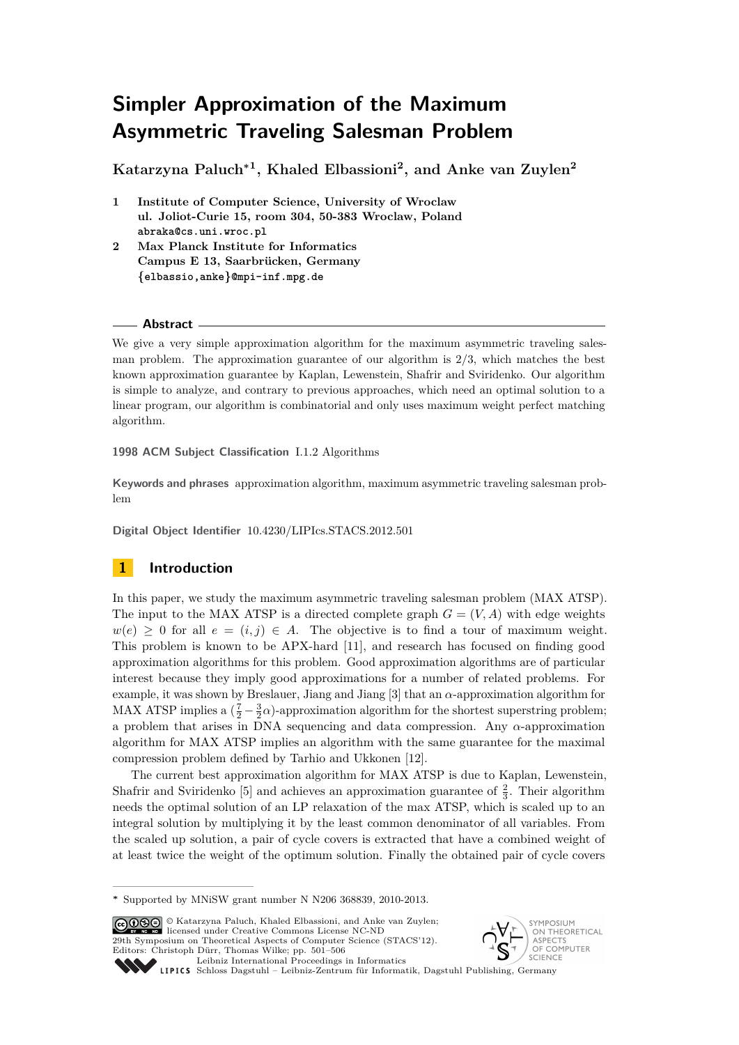# Simpler Approximation of the Maximum Asymmetric Traveling Salesman Problem

**Katarzyna Paluch*[1], Khaled Elbassioni[2], and Anke van Zuylen[2]**

1 Institute of Computer Science, University of Wroclaw
ul. Joliot-Curie 15, room 304, 50-383 Wroclaw, Poland
abraka@cs.uni.wroc.pl

2 Max Planck Institute for Informatics
Campus E 13, Saarbrücken, Germany
{elbassio,anke}@mpi-inf.mpg.de

## Abstract

We give a very simple approximation algorithm for the maximum asymmetric traveling salesman problem. The approximation guarantee of our algorithm is 2/3, which matches the best known approximation guarantee by Kaplan, Lewenstein, Shafrir and Sviridenko. Our algorithm is simple to analyze, and contrary to previous approaches, which need an optimal solution to a linear program, our algorithm is combinatorial and only uses maximum weight perfect matching algorithm.

**1998 ACM Subject Classification** I.1.2 Algorithms

**Keywords and phrases** approximation algorithm, maximum asymmetric traveling salesman problem

**Digital Object Identifier** 10.4230/LIPIcs.STACS.2012.501

## 1 Introduction

In this paper, we study the maximum asymmetric traveling salesman problem (MAX ATSP). The input to the MAX ATSP is a directed complete graph $G = (V, A)$ with edge weights $w(e) \geq 0$ for all $e = (i, j) \in A$. The objective is to find a tour of maximum weight. This problem is known to be APX-hard [11], and research has focused on finding good approximation algorithms for this problem. Good approximation algorithms are of particular interest because they imply good approximations for a number of related problems. For example, it was shown by Breslauer, Jiang and Jiang [3] that an $\alpha$-approximation algorithm for MAX ATSP implies a $(\frac{7}{2} - \frac{3}{2}\alpha)$-approximation algorithm for the shortest superstring problem; a problem that arises in DNA sequencing and data compression. Any $\alpha$-approximation algorithm for MAX ATSP implies an algorithm with the same guarantee for the maximal compression problem defined by Tarhio and Ukkonen [12].

The current best approximation algorithm for MAX ATSP is due to Kaplan, Lewenstein, Shafrir and Sviridenko [5] and achieves an approximation guarantee of $\frac{2}{3}$. Their algorithm needs the optimal solution of an LP relaxation of the max ATSP, which is scaled up to an integral solution by multiplying it by the least common denominator of all variables. From the scaled up solution, a pair of cycle covers is extracted that have a combined weight of at least twice the weight of the optimum solution. Finally the obtained pair of cycle covers

\* Supported by MNiSW grant number N N206 368839, 2010-2013.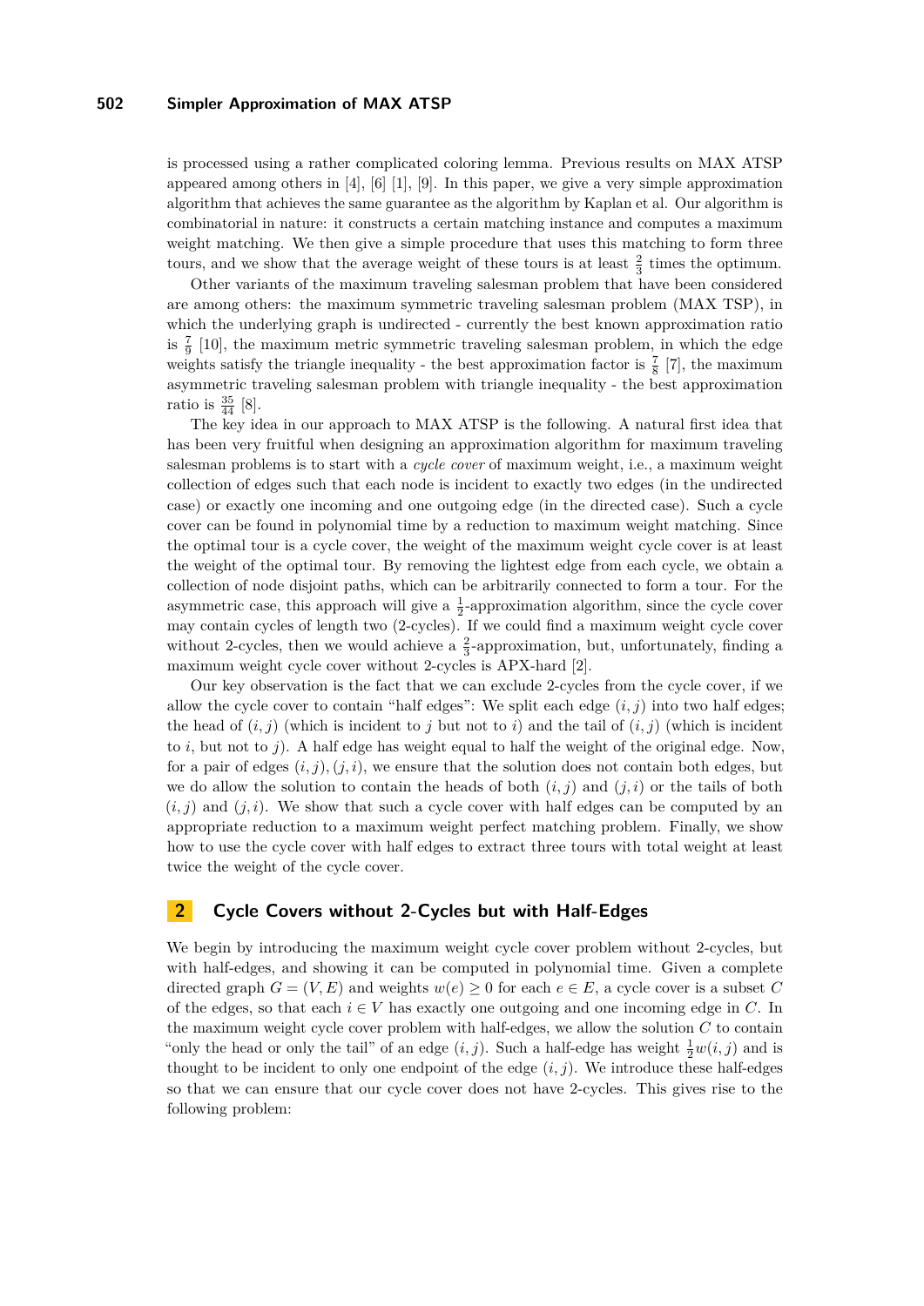is processed using a rather complicated coloring lemma. Previous results on MAX ATSP appeared among others in [4], [6] [1], [9]. In this paper, we give a very simple approximation algorithm that achieves the same guarantee as the algorithm by Kaplan et al. Our algorithm is combinatorial in nature: it constructs a certain matching instance and computes a maximum weight matching. We then give a simple procedure that uses this matching to form three tours, and we show that the average weight of these tours is at least $\frac{2}{3}$ times the optimum.

Other variants of the maximum traveling salesman problem that have been considered are among others: the maximum symmetric traveling salesman problem (MAX TSP), in which the underlying graph is undirected - currently the best known approximation ratio is $\frac{7}{9}$ [10], the maximum metric symmetric traveling salesman problem, in which the edge weights satisfy the triangle inequality - the best approximation factor is $\frac{7}{8}$ [7], the maximum asymmetric traveling salesman problem with triangle inequality - the best approximation ratio is $\frac{35}{44}$ [8].

The key idea in our approach to MAX ATSP is the following. A natural first idea that has been very fruitful when designing an approximation algorithm for maximum traveling salesman problems is to start with a *cycle cover* of maximum weight, i.e., a maximum weight collection of edges such that each node is incident to exactly two edges (in the undirected case) or exactly one incoming and one outgoing edge (in the directed case). Such a cycle cover can be found in polynomial time by a reduction to maximum weight matching. Since the optimal tour is a cycle cover, the weight of the maximum weight cycle cover is at least the weight of the optimal tour. By removing the lightest edge from each cycle, we obtain a collection of node disjoint paths, which can be arbitrarily connected to form a tour. For the asymmetric case, this approach will give a $\frac{1}{2}$-approximation algorithm, since the cycle cover may contain cycles of length two (2-cycles). If we could find a maximum weight cycle cover without 2-cycles, then we would achieve a $\frac{2}{3}$-approximation, but, unfortunately, finding a maximum weight cycle cover without 2-cycles is APX-hard [2].

Our key observation is the fact that we can exclude 2-cycles from the cycle cover, if we allow the cycle cover to contain "half edges": We split each edge $(i, j)$ into two half edges; the head of $(i, j)$ (which is incident to $j$ but not to $i$) and the tail of $(i, j)$ (which is incident to $i$, but not to $j$). A half edge has weight equal to half the weight of the original edge. Now, for a pair of edges $(i, j), (j, i)$, we ensure that the solution does not contain both edges, but we do allow the solution to contain the heads of both $(i, j)$ and $(j, i)$ or the tails of both $(i, j)$ and $(j, i)$. We show that such a cycle cover with half edges can be computed by an appropriate reduction to a maximum weight perfect matching problem. Finally, we show how to use the cycle cover with half edges to extract three tours with total weight at least twice the weight of the cycle cover.

## 2 Cycle Covers without 2-Cycles but with Half-Edges

We begin by introducing the maximum weight cycle cover problem without 2-cycles, but with half-edges, and showing it can be computed in polynomial time. Given a complete directed graph $G = (V, E)$ and weights $w(e) \geq 0$ for each $e \in E$, a cycle cover is a subset $C$ of the edges, so that each $i \in V$ has exactly one outgoing and one incoming edge in $C$. In the maximum weight cycle cover problem with half-edges, we allow the solution $C$ to contain "only the head or only the tail" of an edge $(i, j)$. Such a half-edge has weight $\frac{1}{2}w(i, j)$ and is thought to be incident to only one endpoint of the edge $(i, j)$. We introduce these half-edges so that we can ensure that our cycle cover does not have 2-cycles. This gives rise to the following problem: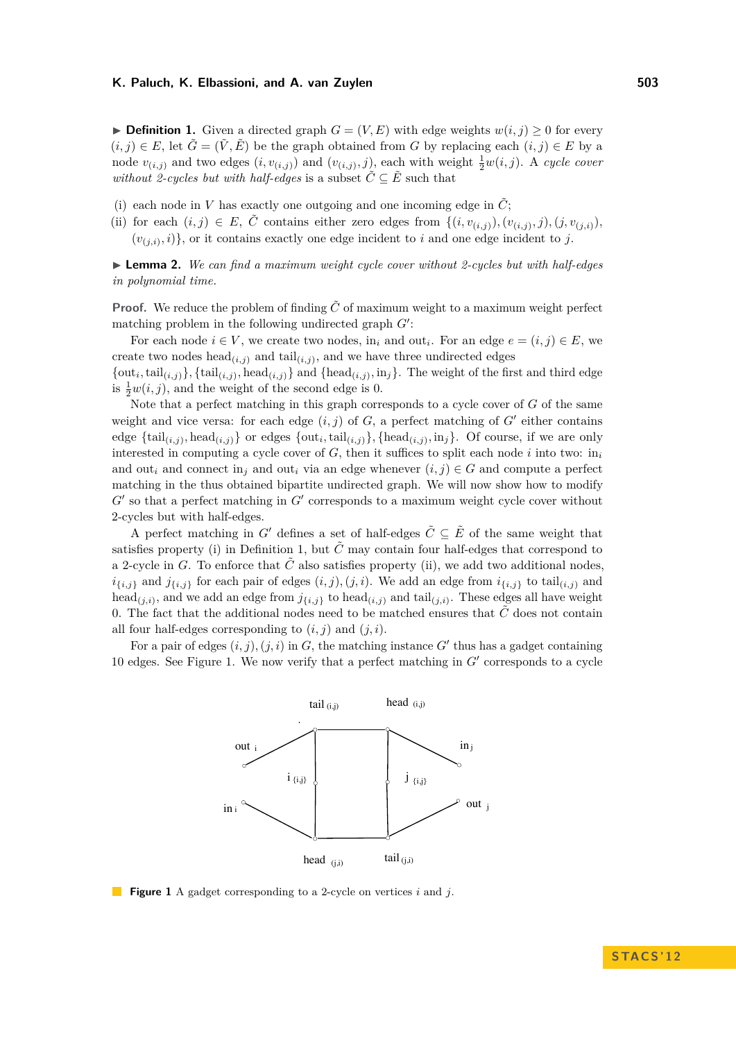▶ **Definition 1.** Given a directed graph $G = (V, E)$ with edge weights $w(i, j) \geq 0$ for every $(i, j) \in E$, let $\tilde{G} = (\tilde{V}, \tilde{E})$ be the graph obtained from $G$ by replacing each $(i, j) \in E$ by a node $v_{(i,j)}$ and two edges $(i, v_{(i,j)})$ and $(v_{(i,j)}, j)$, each with weight $\frac{1}{2}w(i, j)$. A *cycle cover without 2-cycles but with half-edges* is a subset $\tilde{C} \subseteq \tilde{E}$ such that

(i) each node in $V$ has exactly one outgoing and one incoming edge in $\tilde{C}$;

(ii) for each $(i, j) \in E$, $\tilde{C}$ contains either zero edges from $\{(i, v_{(i,j)}), (v_{(i,j)}, j), (j, v_{(j,i)}), (v_{(j,i)}, i)\}$, or it contains exactly one edge incident to $i$ and one edge incident to $j$.

▶ **Lemma 2.** *We can find a maximum weight cycle cover without 2-cycles but with half-edges in polynomial time.*

**Proof.** We reduce the problem of finding $\tilde{C}$ of maximum weight to a maximum weight perfect matching problem in the following undirected graph $G'$:

For each node $i \in V$, we create two nodes, $\text{in}_i$ and $\text{out}_i$. For an edge $e = (i, j) \in E$, we create two nodes $\text{head}_{(i,j)}$ and $\text{tail}_{(i,j)}$, and we have three undirected edges $\{\text{out}_i, \text{tail}_{(i,j)}\}, \{\text{tail}_{(i,j)}, \text{head}_{(i,j)}\}$ and $\{\text{head}_{(i,j)}, \text{in}_j\}$. The weight of the first and third edge is $\frac{1}{2}w(i, j)$, and the weight of the second edge is 0.

Note that a perfect matching in this graph corresponds to a cycle cover of $G$ of the same weight and vice versa: for each edge $(i, j)$ of $G$, a perfect matching of $G'$ either contains edge $\{\text{tail}_{(i,j)}, \text{head}_{(i,j)}\}$ or edges $\{\text{out}_i, \text{tail}_{(i,j)}\}, \{\text{head}_{(i,j)}, \text{in}_j\}$. Of course, if we are only interested in computing a cycle cover of $G$, then it suffices to split each node $i$ into two: $\text{in}_i$ and $\text{out}_i$ and connect $\text{in}_j$ and $\text{out}_i$ via an edge whenever $(i, j) \in G$ and compute a perfect matching in the thus obtained bipartite undirected graph. We will now show how to modify $G'$ so that a perfect matching in $G'$ corresponds to a maximum weight cycle cover without 2-cycles but with half-edges.

A perfect matching in $G'$ defines a set of half-edges $\tilde{C} \subseteq \tilde{E}$ of the same weight that satisfies property (i) in Definition 1, but $\tilde{C}$ may contain four half-edges that correspond to a 2-cycle in $G$. To enforce that $\tilde{C}$ also satisfies property (ii), we add two additional nodes, $i_{\{i,j\}}$ and $j_{\{i,j\}}$ for each pair of edges $(i, j), (j, i)$. We add an edge from $i_{\{i,j\}}$ to $\text{tail}_{(i,j)}$ and $\text{head}_{(j,i)}$, and we add an edge from $j_{\{i,j\}}$ to $\text{head}_{(i,j)}$ and $\text{tail}_{(j,i)}$. These edges all have weight 0. The fact that the additional nodes need to be matched ensures that $\tilde{C}$ does not contain all four half-edges corresponding to $(i, j)$ and $(j, i)$.

For a pair of edges $(i, j), (j, i)$ in $G$, the matching instance $G'$ thus has a gadget containing 10 edges. See Figure 1. We now verify that a perfect matching in $G'$ corresponds to a cycle

**Figure 1** A gadget corresponding to a 2-cycle on vertices $i$ and $j$.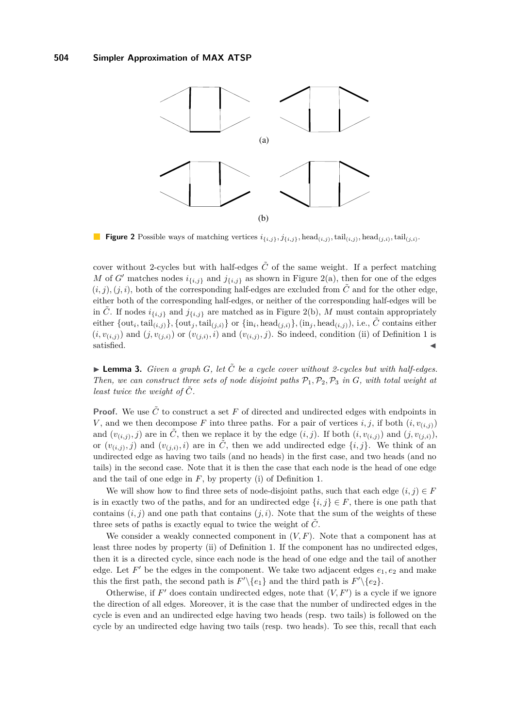(a)

(b)

**Figure 2** Possible ways of matching vertices $i_{\{i,j\}}, j_{\{i,j\}}, \text{head}_{(i,j)}, \text{tail}_{(i,j)}, \text{head}_{(j,i)}, \text{tail}_{(j,i)}$.

cover without 2-cycles but with half-edges $\tilde{C}$ of the same weight. If a perfect matching $M$ of $G'$ matches nodes $i_{\{i,j\}}$ and $j_{\{i,j\}}$ as shown in Figure 2(a), then for one of the edges $(i,j),(j,i)$, both of the corresponding half-edges are excluded from $\tilde{C}$ and for the other edge, either both of the corresponding half-edges, or neither of the corresponding half-edges will be in $\tilde{C}$. If nodes $i_{\{i,j\}}$ and $j_{\{i,j\}}$ are matched as in Figure 2(b), $M$ must contain appropriately either $\{\text{out}_i, \text{tail}_{(i,j)}\}, \{\text{out}_j, \text{tail}_{(j,i)}\}$ or $\{\text{in}_i, \text{head}_{(j,i)}\}, (\text{in}_j, \text{head}_{(i,j)})$, i.e., $\tilde{C}$ contains either $(i, v_{(i,j)})$ and $(j, v_{(j,i)})$ or $(v_{(j,i)}, i)$ and $(v_{(i,j)}, j)$. So indeed, condition (ii) of Definition 1 is satisfied. ◀

▶ **Lemma 3.** *Given a graph $G$, let $\tilde{C}$ be a cycle cover without 2-cycles but with half-edges. Then, we can construct three sets of node disjoint paths $\mathcal{P}_1, \mathcal{P}_2, \mathcal{P}_3$ in $G$, with total weight at least twice the weight of $\tilde{C}$.*

**Proof.** We use $\tilde{C}$ to construct a set $F$ of directed and undirected edges with endpoints in $V$, and we then decompose $F$ into three paths. For a pair of vertices $i, j$, if both $(i, v_{(i,j)})$ and $(v_{(i,j)}, j)$ are in $\tilde{C}$, then we replace it by the edge $(i,j)$. If both $(i, v_{(i,j)})$ and $(j, v_{(j,i)})$, or $(v_{(i,j)}, j)$ and $(v_{(j,i)}, i)$ are in $\tilde{C}$, then we add undirected edge $\{i,j\}$. We think of an undirected edge as having two tails (and no heads) in the first case, and two heads (and no tails) in the second case. Note that it is then the case that each node is the head of one edge and the tail of one edge in $F$, by property (i) of Definition 1.

We will show how to find three sets of node-disjoint paths, such that each edge $(i,j) \in F$ is in exactly two of the paths, and for an undirected edge $\{i,j\} \in F$, there is one path that contains $(i,j)$ and one path that contains $(j,i)$. Note that the sum of the weights of these three sets of paths is exactly equal to twice the weight of $\tilde{C}$.

We consider a weakly connected component in $(V, F)$. Note that a component has at least three nodes by property (ii) of Definition 1. If the component has no undirected edges, then it is a directed cycle, since each node is the head of one edge and the tail of another edge. Let $F'$ be the edges in the component. We take two adjacent edges $e_1, e_2$ and make this the first path, the second path is $F' \backslash \{e_1\}$ and the third path is $F' \backslash \{e_2\}$.

Otherwise, if $F'$ does contain undirected edges, note that $(V, F')$ is a cycle if we ignore the direction of all edges. Moreover, it is the case that the number of undirected edges in the cycle is even and an undirected edge having two heads (resp. two tails) is followed on the cycle by an undirected edge having two tails (resp. two heads). To see this, recall that each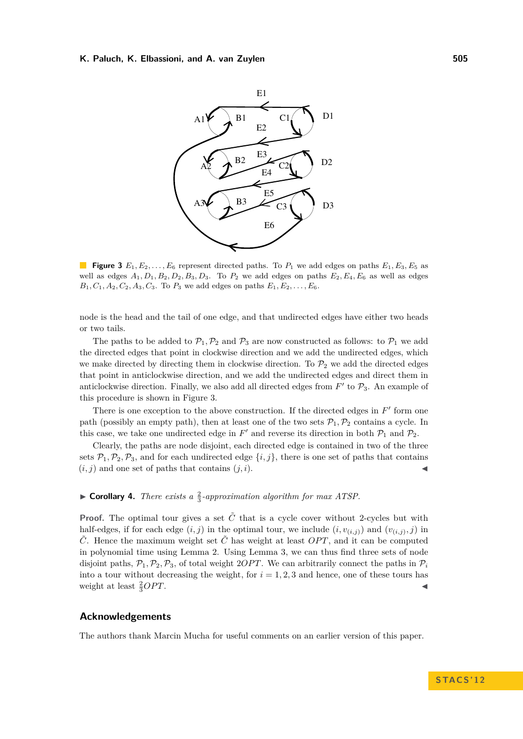**Figure 3** $E_1, E_2, \ldots, E_6$ represent directed paths. To $P_1$ we add edges on paths $E_1, E_3, E_5$ as well as edges $A_1, D_1, B_2, D_2, B_3, D_3$. To $P_2$ we add edges on paths $E_2, E_4, E_6$ as well as edges $B_1, C_1, A_2, C_2, A_3, C_3$. To $P_3$ we add edges on paths $E_1, E_2, \ldots, E_6$.

node is the head and the tail of one edge, and that undirected edges have either two heads or two tails.

The paths to be added to $\mathcal{P}_1, \mathcal{P}_2$ and $\mathcal{P}_3$ are now constructed as follows: to $\mathcal{P}_1$ we add the directed edges that point in clockwise direction and we add the undirected edges, which we make directed by directing them in clockwise direction. To $\mathcal{P}_2$ we add the directed edges that point in anticlockwise direction, and we add the undirected edges and direct them in anticlockwise direction. Finally, we also add all directed edges from $F'$ to $\mathcal{P}_3$. An example of this procedure is shown in Figure 3.

There is one exception to the above construction. If the directed edges in $F'$ form one path (possibly an empty path), then at least one of the two sets $\mathcal{P}_1, \mathcal{P}_2$ contains a cycle. In this case, we take one undirected edge in $F'$ and reverse its direction in both $\mathcal{P}_1$ and $\mathcal{P}_2$.

Clearly, the paths are node disjoint, each directed edge is contained in two of the three sets $\mathcal{P}_1, \mathcal{P}_2, \mathcal{P}_3$, and for each undirected edge $\{i, j\}$, there is one set of paths that contains $(i, j)$ and one set of paths that contains $(j, i)$. ◀

▶ **Corollary 4.** *There exists a $\frac{2}{3}$-approximation algorithm for max ATSP.*

**Proof.** The optimal tour gives a set $\tilde{C}$ that is a cycle cover without 2-cycles but with half-edges, if for each edge $(i, j)$ in the optimal tour, we include $(i, v_{(i,j)})$ and $(v_{(i,j)}, j)$ in $\tilde{C}$. Hence the maximum weight set $\tilde{C}$ has weight at least $OPT$, and it can be computed in polynomial time using Lemma 2. Using Lemma 3, we can thus find three sets of node disjoint paths, $\mathcal{P}_1, \mathcal{P}_2, \mathcal{P}_3$, of total weight $2OPT$. We can arbitrarily connect the paths in $\mathcal{P}_i$ into a tour without decreasing the weight, for $i = 1, 2, 3$ and hence, one of these tours has weight at least $\frac{2}{3}OPT$. ◀

## Acknowledgements

The authors thank Marcin Mucha for useful comments on an earlier version of this paper.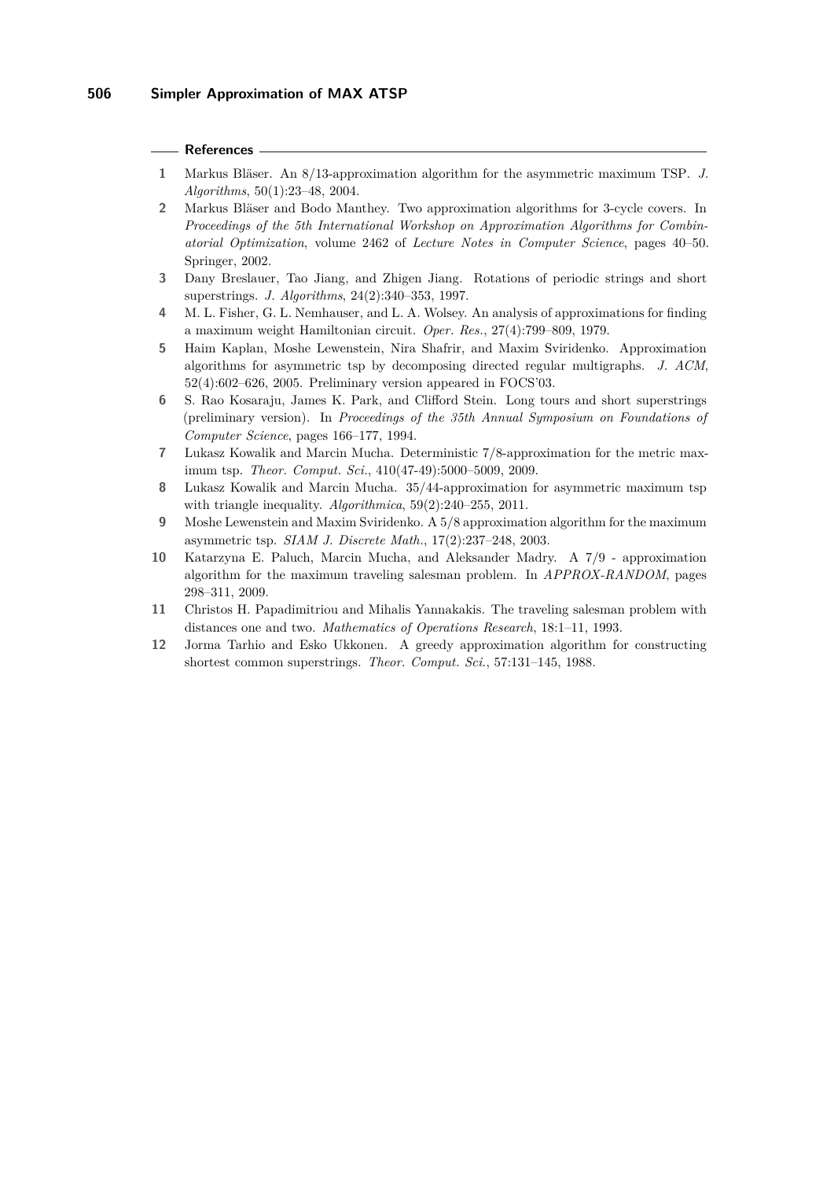## References

1. Markus Bläser. An 8/13-approximation algorithm for the asymmetric maximum TSP. *J. Algorithms*, 50(1):23–48, 2004.
2. Markus Bläser and Bodo Manthey. Two approximation algorithms for 3-cycle covers. In *Proceedings of the 5th International Workshop on Approximation Algorithms for Combinatorial Optimization*, volume 2462 of *Lecture Notes in Computer Science*, pages 40–50. Springer, 2002.
3. Dany Breslauer, Tao Jiang, and Zhigen Jiang. Rotations of periodic strings and short superstrings. *J. Algorithms*, 24(2):340–353, 1997.
4. M. L. Fisher, G. L. Nemhauser, and L. A. Wolsey. An analysis of approximations for finding a maximum weight Hamiltonian circuit. *Oper. Res.*, 27(4):799–809, 1979.
5. Haim Kaplan, Moshe Lewenstein, Nira Shafrir, and Maxim Sviridenko. Approximation algorithms for asymmetric tsp by decomposing directed regular multigraphs. *J. ACM*, 52(4):602–626, 2005. Preliminary version appeared in FOCS'03.
6. S. Rao Kosaraju, James K. Park, and Clifford Stein. Long tours and short superstrings (preliminary version). In *Proceedings of the 35th Annual Symposium on Foundations of Computer Science*, pages 166–177, 1994.
7. Lukasz Kowalik and Marcin Mucha. Deterministic 7/8-approximation for the metric maximum tsp. *Theor. Comput. Sci.*, 410(47-49):5000–5009, 2009.
8. Lukasz Kowalik and Marcin Mucha. 35/44-approximation for asymmetric maximum tsp with triangle inequality. *Algorithmica*, 59(2):240–255, 2011.
9. Moshe Lewenstein and Maxim Sviridenko. A 5/8 approximation algorithm for the maximum asymmetric tsp. *SIAM J. Discrete Math.*, 17(2):237–248, 2003.
10. Katarzyna E. Paluch, Marcin Mucha, and Aleksander Madry. A 7/9 - approximation algorithm for the maximum traveling salesman problem. In *APPROX-RANDOM*, pages 298–311, 2009.
11. Christos H. Papadimitriou and Mihalis Yannakakis. The traveling salesman problem with distances one and two. *Mathematics of Operations Research*, 18:1–11, 1993.
12. Jorma Tarhio and Esko Ukkonen. A greedy approximation algorithm for constructing shortest common superstrings. *Theor. Comput. Sci.*, 57:131–145, 1988.